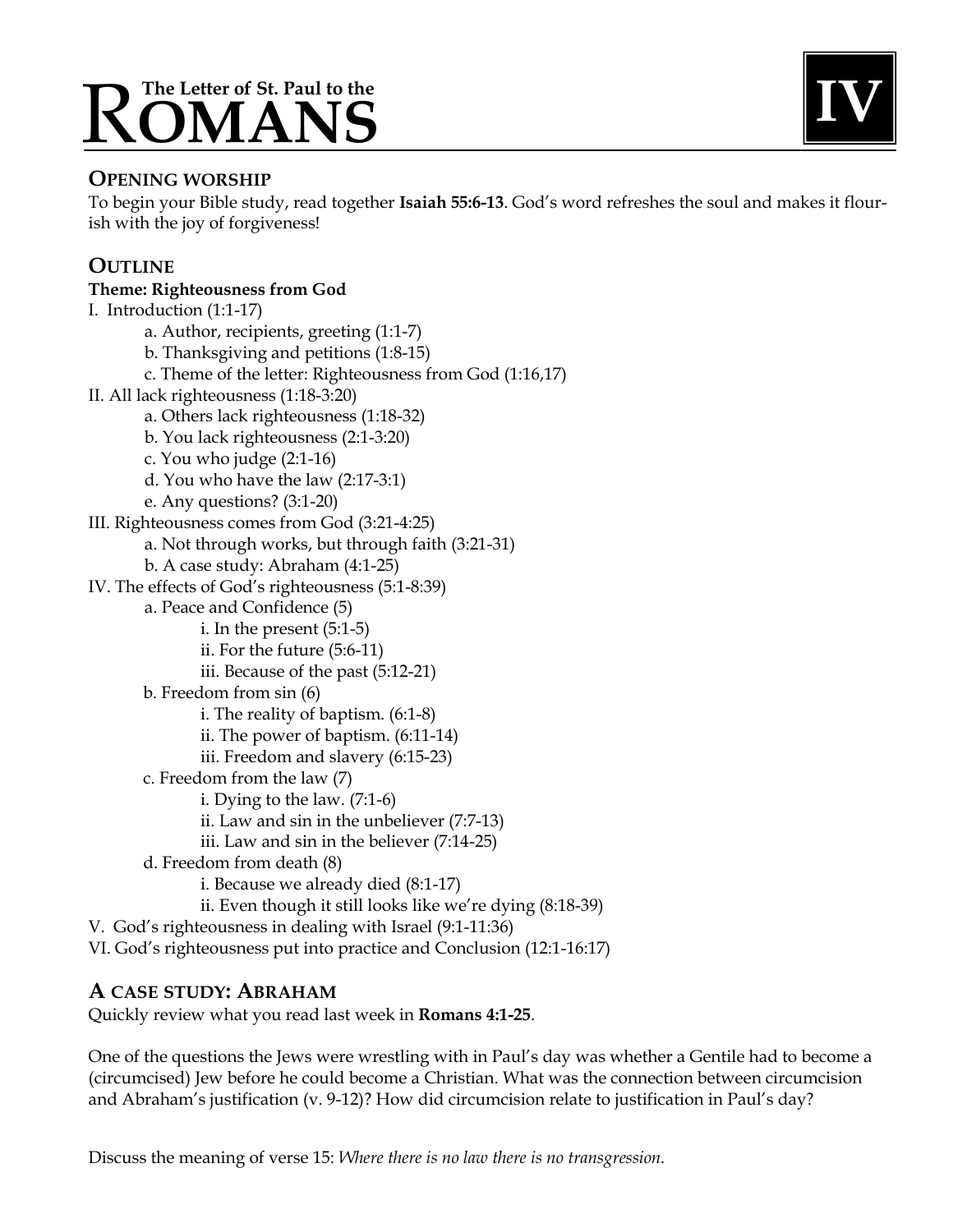# The Letter of St. Paul to the ROMANS

**IV**

## OPENING WORSHIP

To begin your Bible study, read together **Isaiah 55:6-13**. God's word refreshes the soul and makes it flourish with the joy of forgiveness!

## OUTLINE

**Theme: Righteousness from God**

I. Introduction (1:1-17)
- a. Author, recipients, greeting (1:1-7)
- b. Thanksgiving and petitions (1:8-15)
- c. Theme of the letter: Righteousness from God (1:16,17)

II. All lack righteousness (1:18-3:20)
- a. Others lack righteousness (1:18-32)
- b. You lack righteousness (2:1-3:20)
- c. You who judge (2:1-16)
- d. You who have the law (2:17-3:1)
- e. Any questions? (3:1-20)

III. Righteousness comes from God (3:21-4:25)
- a. Not through works, but through faith (3:21-31)
- b. A case study: Abraham (4:1-25)

IV. The effects of God's righteousness (5:1-8:39)
- a. Peace and Confidence (5)
  - i. In the present (5:1-5)
  - ii. For the future (5:6-11)
  - iii. Because of the past (5:12-21)
- b. Freedom from sin (6)
  - i. The reality of baptism. (6:1-8)
  - ii. The power of baptism. (6:11-14)
  - iii. Freedom and slavery (6:15-23)
- c. Freedom from the law (7)
  - i. Dying to the law. (7:1-6)
  - ii. Law and sin in the unbeliever (7:7-13)
  - iii. Law and sin in the believer (7:14-25)
- d. Freedom from death (8)
  - i. Because we already died (8:1-17)
  - ii. Even though it still looks like we're dying (8:18-39)

V. God's righteousness in dealing with Israel (9:1-11:36)

VI. God's righteousness put into practice and Conclusion (12:1-16:17)

## A CASE STUDY: ABRAHAM

Quickly review what you read last week in **Romans 4:1-25**.

One of the questions the Jews were wrestling with in Paul's day was whether a Gentile had to become a (circumcised) Jew before he could become a Christian. What was the connection between circumcision and Abraham's justification (v. 9-12)? How did circumcision relate to justification in Paul's day?

Discuss the meaning of verse 15: *Where there is no law there is no transgression.*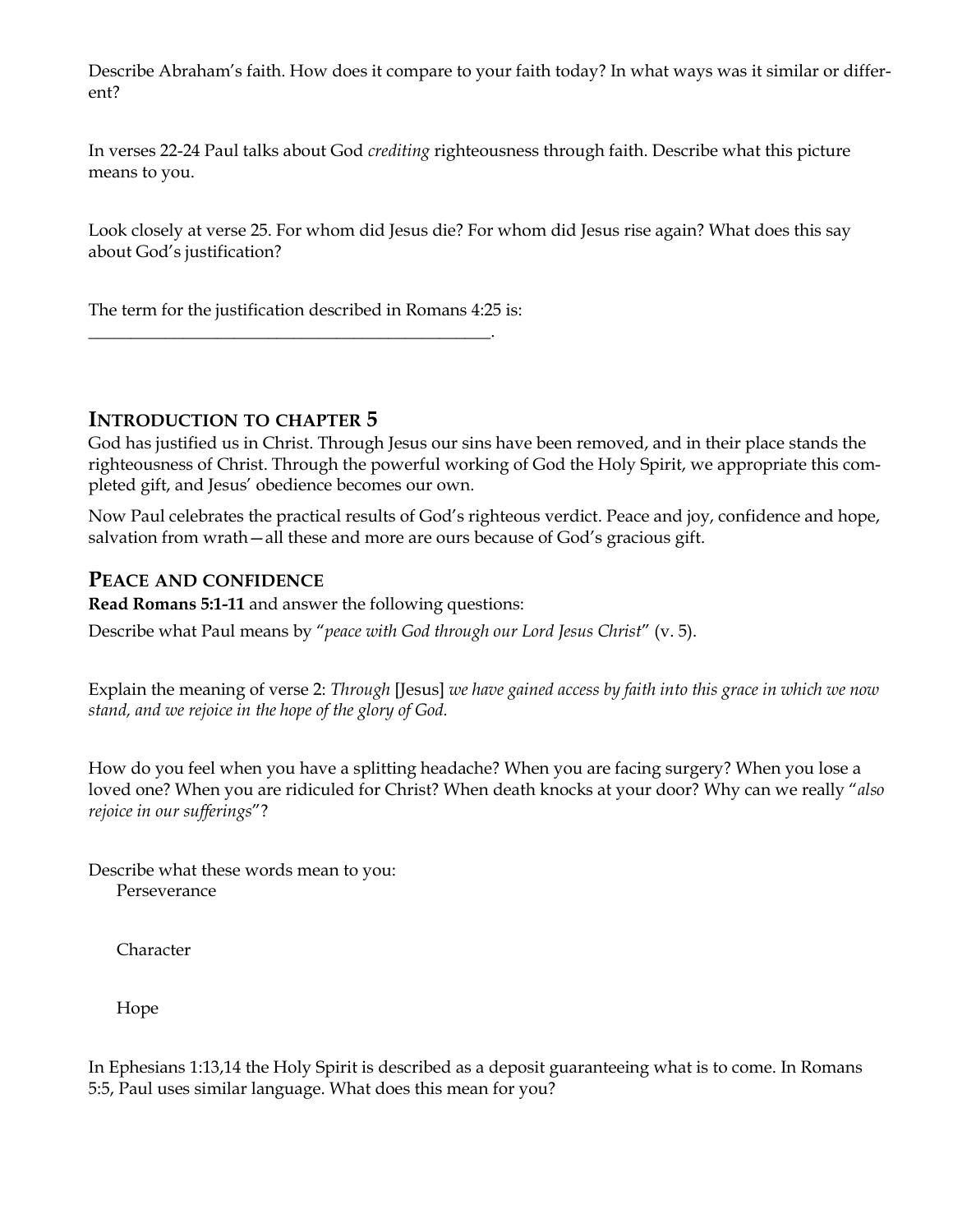Describe Abraham's faith. How does it compare to your faith today? In what ways was it similar or different?

In verses 22-24 Paul talks about God *crediting* righteousness through faith. Describe what this picture means to you.

Look closely at verse 25. For whom did Jesus die? For whom did Jesus rise again? What does this say about God's justification?

The term for the justification described in Romans 4:25 is: \_\_\_\_\_\_\_\_\_\_\_\_\_\_\_\_\_\_\_\_\_\_\_\_\_\_\_\_\_\_\_\_\_\_\_\_\_\_\_\_\_\_\_\_\_\_.

## INTRODUCTION TO CHAPTER 5

God has justified us in Christ. Through Jesus our sins have been removed, and in their place stands the righteousness of Christ. Through the powerful working of God the Holy Spirit, we appropriate this completed gift, and Jesus' obedience becomes our own.

Now Paul celebrates the practical results of God's righteous verdict. Peace and joy, confidence and hope, salvation from wrath—all these and more are ours because of God's gracious gift.

## PEACE AND CONFIDENCE

**Read Romans 5:1-11** and answer the following questions:

Describe what Paul means by "*peace with God through our Lord Jesus Christ*" (v. 5).

Explain the meaning of verse 2: *Through* [Jesus] *we have gained access by faith into this grace in which we now stand, and we rejoice in the hope of the glory of God.*

How do you feel when you have a splitting headache? When you are facing surgery? When you lose a loved one? When you are ridiculed for Christ? When death knocks at your door? Why can we really "*also rejoice in our sufferings*"?

Describe what these words mean to you:

Perseverance

Character

Hope

In Ephesians 1:13,14 the Holy Spirit is described as a deposit guaranteeing what is to come. In Romans 5:5, Paul uses similar language. What does this mean for you?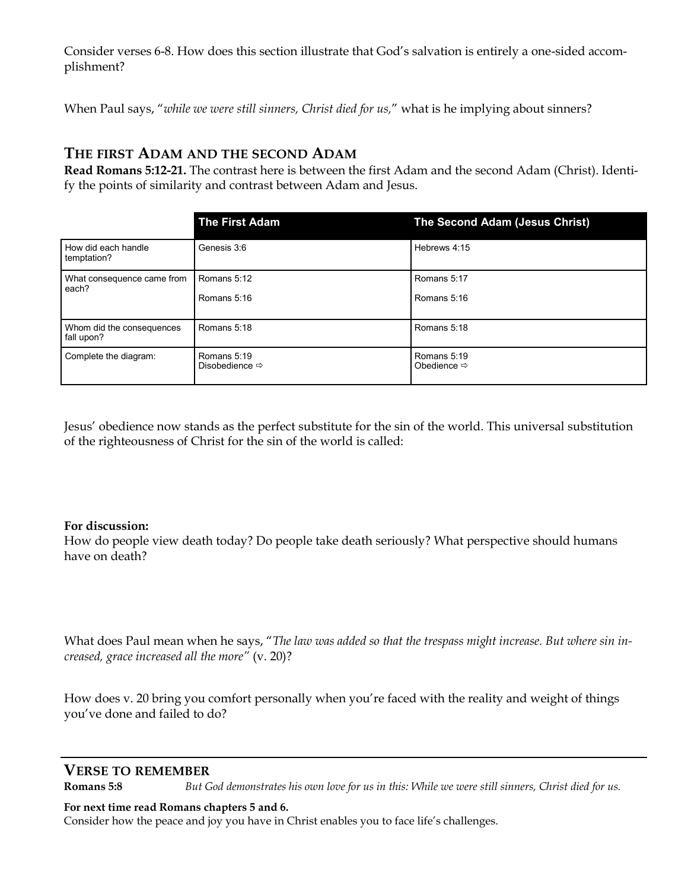Consider verses 6-8. How does this section illustrate that God's salvation is entirely a one-sided accomplishment?

When Paul says, "*while we were still sinners, Christ died for us,*" what is he implying about sinners?

## The first Adam and the second Adam

**Read Romans 5:12-21.** The contrast here is between the first Adam and the second Adam (Christ). Identify the points of similarity and contrast between Adam and Jesus.

| | The First Adam | The Second Adam (Jesus Christ) |
|---|---|---|
| How did each handle temptation? | Genesis 3:6 | Hebrews 4:15 |
| What consequence came from each? | Romans 5:12<br>Romans 5:16 | Romans 5:17<br>Romans 5:16 |
| Whom did the consequences fall upon? | Romans 5:18 | Romans 5:18 |
| Complete the diagram: | Romans 5:19<br>Disobedience ⇨ | Romans 5:19<br>Obedience ⇨ |

Jesus' obedience now stands as the perfect substitute for the sin of the world. This universal substitution of the righteousness of Christ for the sin of the world is called:

**For discussion:**
How do people view death today? Do people take death seriously? What perspective should humans have on death?

What does Paul mean when he says, "*The law was added so that the trespass might increase. But where sin increased, grace increased all the more*" (v. 20)?

How does v. 20 bring you comfort personally when you're faced with the reality and weight of things you've done and failed to do?

## Verse to remember

**Romans 5:8** *But God demonstrates his own love for us in this: While we were still sinners, Christ died for us.*

**For next time read Romans chapters 5 and 6.**
Consider how the peace and joy you have in Christ enables you to face life's challenges.